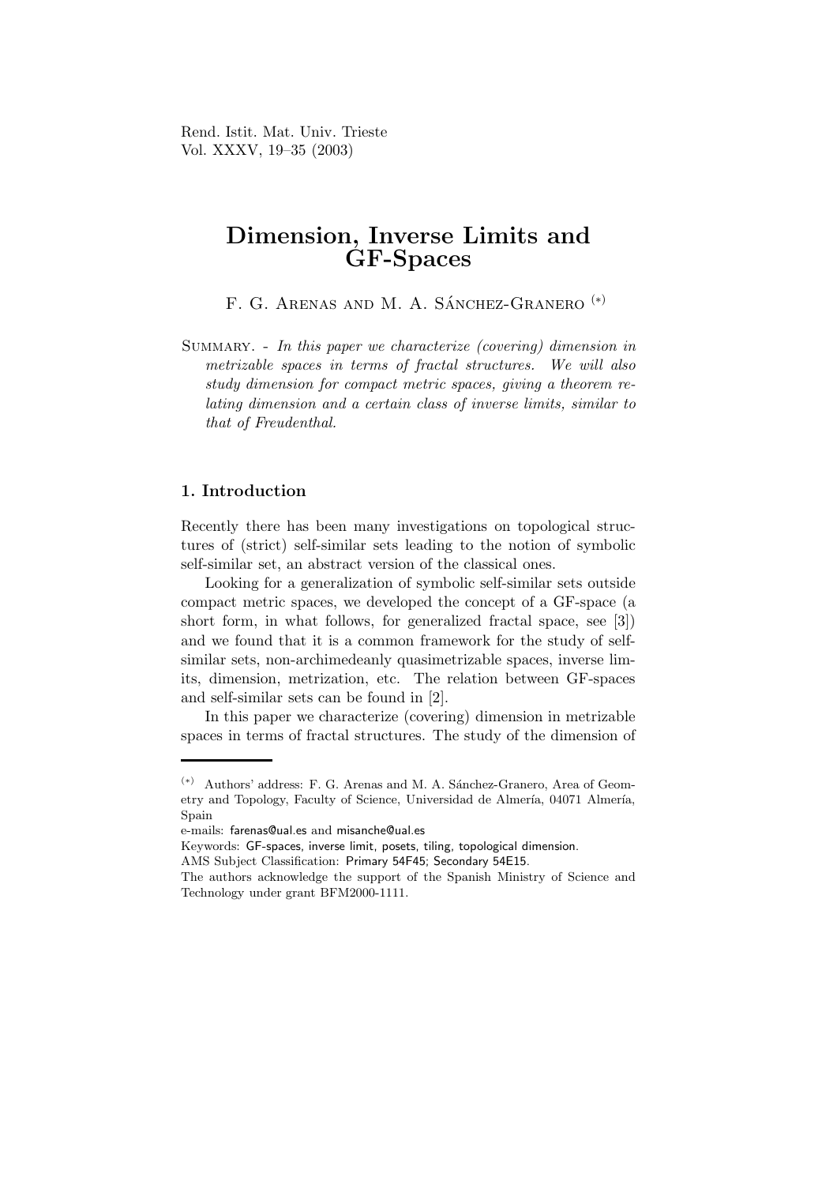# Dimension, Inverse Limits and GF-Spaces

F. G. Arenas and M. A. Sánchez-Granero [(*)]

Summary. - *In this paper we characterize (covering) dimension in metrizable spaces in terms of fractal structures. We will also study dimension for compact metric spaces, giving a theorem relating dimension and a certain class of inverse limits, similar to that of Freudenthal.*

## 1. Introduction

Recently there has been many investigations on topological structures of (strict) self-similar sets leading to the notion of symbolic self-similar set, an abstract version of the classical ones.

Looking for a generalization of symbolic self-similar sets outside compact metric spaces, we developed the concept of a GF-space (a short form, in what follows, for generalized fractal space, see [3]) and we found that it is a common framework for the study of self-similar sets, non-archimedeanly quasimetrizable spaces, inverse limits, dimension, metrization, etc. The relation between GF-spaces and self-similar sets can be found in [2].

In this paper we characterize (covering) dimension in metrizable spaces in terms of fractal structures. The study of the dimension of

---

(*) Authors' address: F. G. Arenas and M. A. Sánchez-Granero, Area of Geometry and Topology, Faculty of Science, Universidad de Almería, 04071 Almería, Spain

e-mails: farenas@ual.es and misanche@ual.es

Keywords: GF-spaces, inverse limit, posets, tiling, topological dimension.

AMS Subject Classification: Primary 54F45; Secondary 54E15.

The authors acknowledge the support of the Spanish Ministry of Science and Technology under grant BFM2000-1111.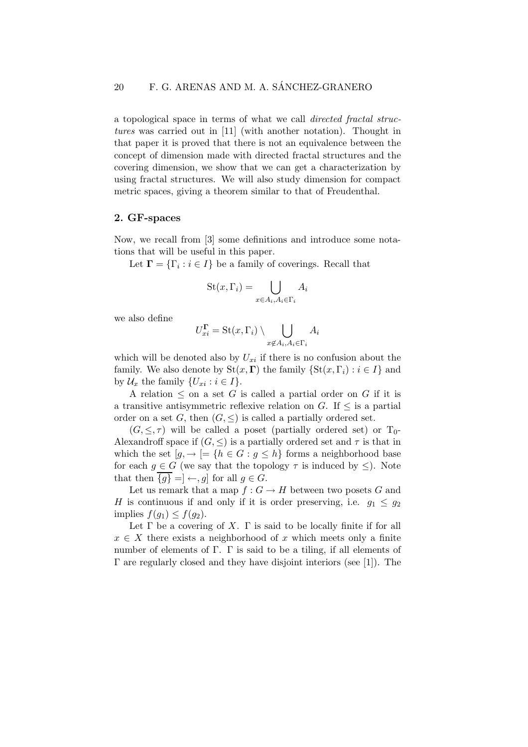a topological space in terms of what we call *directed fractal structures* was carried out in [11] (with another notation). Thought in that paper it is proved that there is not an equivalence between the concept of dimension made with directed fractal structures and the covering dimension, we show that we can get a characterization by using fractal structures. We will also study dimension for compact metric spaces, giving a theorem similar to that of Freudenthal.

## 2. GF-spaces

Now, we recall from [3] some definitions and introduce some notations that will be useful in this paper.

Let $\mathbf{\Gamma} = \{\Gamma_i : i \in I\}$ be a family of coverings. Recall that

$$\mathrm{St}(x, \Gamma_i) = \bigcup_{x \in A_i, A_i \in \Gamma_i} A_i$$

we also define

$$U_{xi}^{\mathbf{\Gamma}} = \mathrm{St}(x, \Gamma_i) \setminus \bigcup_{x \notin A_i, A_i \in \Gamma_i} A_i$$

which will be denoted also by $U_{xi}$ if there is no confusion about the family. We also denote by $\mathrm{St}(x, \mathbf{\Gamma})$ the family $\{\mathrm{St}(x, \Gamma_i) : i \in I\}$ and by $\mathcal{U}_x$ the family $\{U_{xi} : i \in I\}$.

A relation $\leq$ on a set $G$ is called a partial order on $G$ if it is a transitive antisymmetric reflexive relation on $G$. If $\leq$ is a partial order on a set $G$, then $(G, \leq)$ is called a partially ordered set.

$(G, \leq, \tau)$ will be called a poset (partially ordered set) or $T_0$-Alexandroff space if $(G, \leq)$ is a partially ordered set and $\tau$ is that in which the set $[g, \rightarrow[= \{h \in G : g \leq h\}$ forms a neighborhood base for each $g \in G$ (we say that the topology $\tau$ is induced by $\leq$). Note that then $\overline{\{g\}} = ]\leftarrow, g]$ for all $g \in G$.

Let us remark that a map $f : G \rightarrow H$ between two posets $G$ and $H$ is continuous if and only if it is order preserving, i.e. $g_1 \leq g_2$ implies $f(g_1) \leq f(g_2)$.

Let $\Gamma$ be a covering of $X$. $\Gamma$ is said to be locally finite if for all $x \in X$ there exists a neighborhood of $x$ which meets only a finite number of elements of $\Gamma$. $\Gamma$ is said to be a tiling, if all elements of $\Gamma$ are regularly closed and they have disjoint interiors (see [1]). The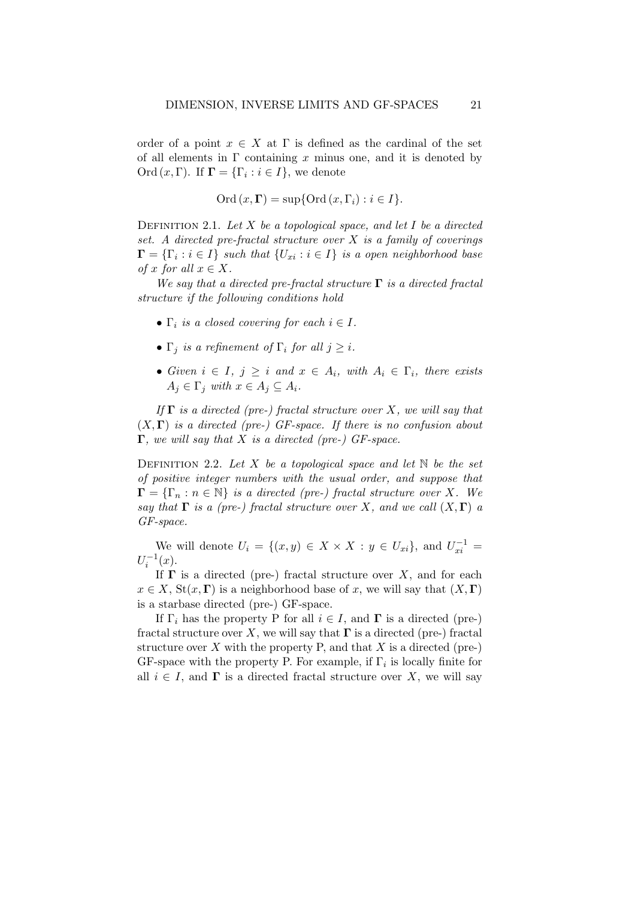order of a point $x \in X$ at $\Gamma$ is defined as the cardinal of the set of all elements in $\Gamma$ containing $x$ minus one, and it is denoted by $\mathrm{Ord}\,(x, \Gamma)$. If $\mathbf{\Gamma} = \{\Gamma_i : i \in I\}$, we denote

$$\mathrm{Ord}\,(x, \mathbf{\Gamma}) = \sup\{\mathrm{Ord}\,(x, \Gamma_i) : i \in I\}.$$

Definition 2.1. *Let $X$ be a topological space, and let $I$ be a directed set. A directed pre-fractal structure over $X$ is a family of coverings $\mathbf{\Gamma} = \{\Gamma_i : i \in I\}$ such that $\{U_{xi} : i \in I\}$ is a open neighborhood base of $x$ for all $x \in X$.*

*We say that a directed pre-fractal structure $\mathbf{\Gamma}$ is a directed fractal structure if the following conditions hold*

- *$\Gamma_i$ is a closed covering for each $i \in I$.*
- *$\Gamma_j$ is a refinement of $\Gamma_i$ for all $j \geq i$.*
- *Given $i \in I$, $j \geq i$ and $x \in A_i$, with $A_i \in \Gamma_i$, there exists $A_j \in \Gamma_j$ with $x \in A_j \subseteq A_i$.*

*If $\mathbf{\Gamma}$ is a directed (pre-) fractal structure over $X$, we will say that $(X, \mathbf{\Gamma})$ is a directed (pre-) GF-space. If there is no confusion about $\mathbf{\Gamma}$, we will say that $X$ is a directed (pre-) GF-space.*

Definition 2.2. *Let $X$ be a topological space and let $\mathbb{N}$ be the set of positive integer numbers with the usual order, and suppose that $\mathbf{\Gamma} = \{\Gamma_n : n \in \mathbb{N}\}$ is a directed (pre-) fractal structure over $X$. We say that $\mathbf{\Gamma}$ is a (pre-) fractal structure over $X$, and we call $(X, \mathbf{\Gamma})$ a GF-space.*

We will denote $U_i = \{(x, y) \in X \times X : y \in U_{xi}\}$, and $U_{xi}^{-1} = U_i^{-1}(x)$.

If $\mathbf{\Gamma}$ is a directed (pre-) fractal structure over $X$, and for each $x \in X$, $\mathrm{St}(x, \mathbf{\Gamma})$ is a neighborhood base of $x$, we will say that $(X, \mathbf{\Gamma})$ is a starbase directed (pre-) GF-space.

If $\Gamma_i$ has the property P for all $i \in I$, and $\mathbf{\Gamma}$ is a directed (pre-) fractal structure over $X$, we will say that $\mathbf{\Gamma}$ is a directed (pre-) fractal structure over $X$ with the property P, and that $X$ is a directed (pre-) GF-space with the property P. For example, if $\Gamma_i$ is locally finite for all $i \in I$, and $\mathbf{\Gamma}$ is a directed fractal structure over $X$, we will say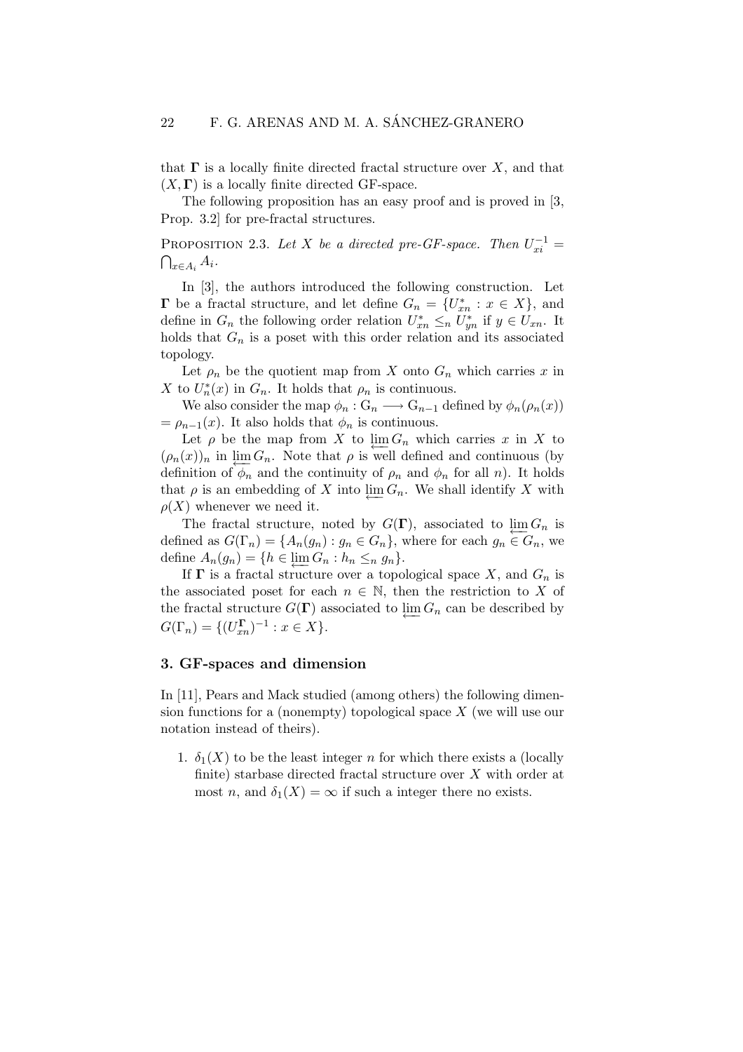that $\mathbf{\Gamma}$ is a locally finite directed fractal structure over $X$, and that $(X, \mathbf{\Gamma})$ is a locally finite directed GF-space.

The following proposition has an easy proof and is proved in [3, Prop. 3.2] for pre-fractal structures.

PROPOSITION 2.3. *Let $X$ be a directed pre-GF-space. Then $U_{xi}^{-1} = \bigcap_{x \in A_i} A_i$.*

In [3], the authors introduced the following construction. Let $\mathbf{\Gamma}$ be a fractal structure, and let define $G_n = \{U_{xn}^* : x \in X\}$, and define in $G_n$ the following order relation $U_{xn}^* \leq_n U_{yn}^*$ if $y \in U_{xn}$. It holds that $G_n$ is a poset with this order relation and its associated topology.

Let $\rho_n$ be the quotient map from $X$ onto $G_n$ which carries $x$ in $X$ to $U_n^*(x)$ in $G_n$. It holds that $\rho_n$ is continuous.

We also consider the map $\phi_n : \mathrm{G}_n \longrightarrow \mathrm{G}_{n-1}$ defined by $\phi_n(\rho_n(x)) = \rho_{n-1}(x)$. It also holds that $\phi_n$ is continuous.

Let $\rho$ be the map from $X$ to $\varprojlim G_n$ which carries $x$ in $X$ to $(\rho_n(x))_n$ in $\varprojlim G_n$. Note that $\rho$ is well defined and continuous (by definition of $\phi_n$ and the continuity of $\rho_n$ and $\phi_n$ for all $n$). It holds that $\rho$ is an embedding of $X$ into $\varprojlim G_n$. We shall identify $X$ with $\rho(X)$ whenever we need it.

The fractal structure, noted by $G(\mathbf{\Gamma})$, associated to $\varprojlim G_n$ is defined as $G(\Gamma_n) = \{A_n(g_n) : g_n \in G_n\}$, where for each $g_n \in G_n$, we define $A_n(g_n) = \{h \in \varprojlim G_n : h_n \leq_n g_n\}$.

If $\mathbf{\Gamma}$ is a fractal structure over a topological space $X$, and $G_n$ is the associated poset for each $n \in \mathbb{N}$, then the restriction to $X$ of the fractal structure $G(\mathbf{\Gamma})$ associated to $\varprojlim G_n$ can be described by $G(\Gamma_n) = \{(U_{xn}^{\mathbf{\Gamma}})^{-1} : x \in X\}$.

## 3. GF-spaces and dimension

In [11], Pears and Mack studied (among others) the following dimension functions for a (nonempty) topological space $X$ (we will use our notation instead of theirs).

1. $\delta_1(X)$ to be the least integer $n$ for which there exists a (locally finite) starbase directed fractal structure over $X$ with order at most $n$, and $\delta_1(X) = \infty$ if such a integer there no exists.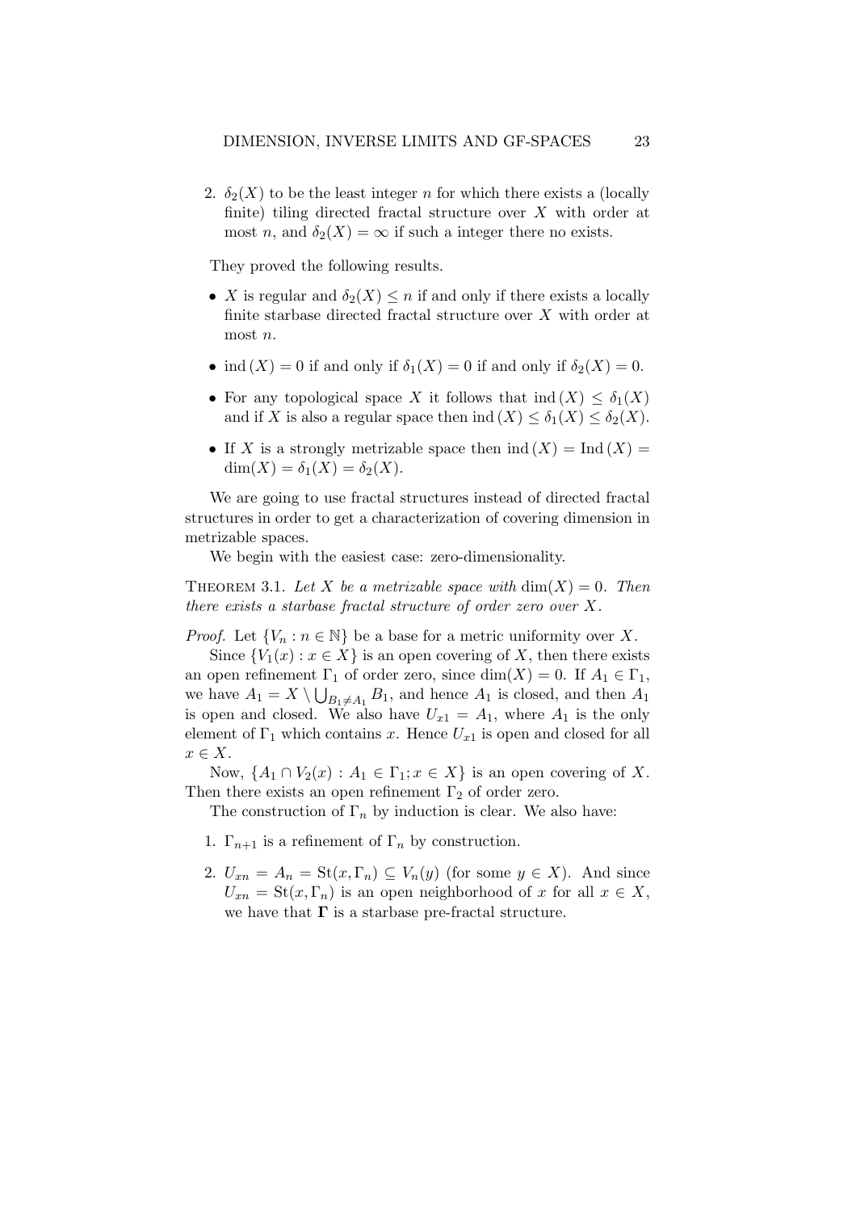2. $\delta_2(X)$ to be the least integer $n$ for which there exists a (locally finite) tiling directed fractal structure over $X$ with order at most $n$, and $\delta_2(X) = \infty$ if such a integer there no exists.

They proved the following results.

- $X$ is regular and $\delta_2(X) \leq n$ if and only if there exists a locally finite starbase directed fractal structure over $X$ with order at most $n$.
- $\operatorname{ind}(X) = 0$ if and only if $\delta_1(X) = 0$ if and only if $\delta_2(X) = 0$.
- For any topological space $X$ it follows that $\operatorname{ind}(X) \leq \delta_1(X)$ and if $X$ is also a regular space then $\operatorname{ind}(X) \leq \delta_1(X) \leq \delta_2(X)$.
- If $X$ is a strongly metrizable space then $\operatorname{ind}(X) = \operatorname{Ind}(X) = \dim(X) = \delta_1(X) = \delta_2(X)$.

We are going to use fractal structures instead of directed fractal structures in order to get a characterization of covering dimension in metrizable spaces.

We begin with the easiest case: zero-dimensionality.

Theorem 3.1. *Let $X$ be a metrizable space with $\dim(X) = 0$. Then there exists a starbase fractal structure of order zero over $X$.*

*Proof.* Let $\{V_n : n \in \mathbb{N}\}$ be a base for a metric uniformity over $X$.

Since $\{V_1(x) : x \in X\}$ is an open covering of $X$, then there exists an open refinement $\Gamma_1$ of order zero, since $\dim(X) = 0$. If $A_1 \in \Gamma_1$, we have $A_1 = X \setminus \bigcup_{B_1 \neq A_1} B_1$, and hence $A_1$ is closed, and then $A_1$ is open and closed. We also have $U_{x1} = A_1$, where $A_1$ is the only element of $\Gamma_1$ which contains $x$. Hence $U_{x1}$ is open and closed for all $x \in X$.

Now, $\{A_1 \cap V_2(x) : A_1 \in \Gamma_1; x \in X\}$ is an open covering of $X$. Then there exists an open refinement $\Gamma_2$ of order zero.

The construction of $\Gamma_n$ by induction is clear. We also have:

1. $\Gamma_{n+1}$ is a refinement of $\Gamma_n$ by construction.
2. $U_{xn} = A_n = \operatorname{St}(x, \Gamma_n) \subseteq V_n(y)$ (for some $y \in X$). And since $U_{xn} = \operatorname{St}(x, \Gamma_n)$ is an open neighborhood of $x$ for all $x \in X$, we have that $\mathbf{\Gamma}$ is a starbase pre-fractal structure.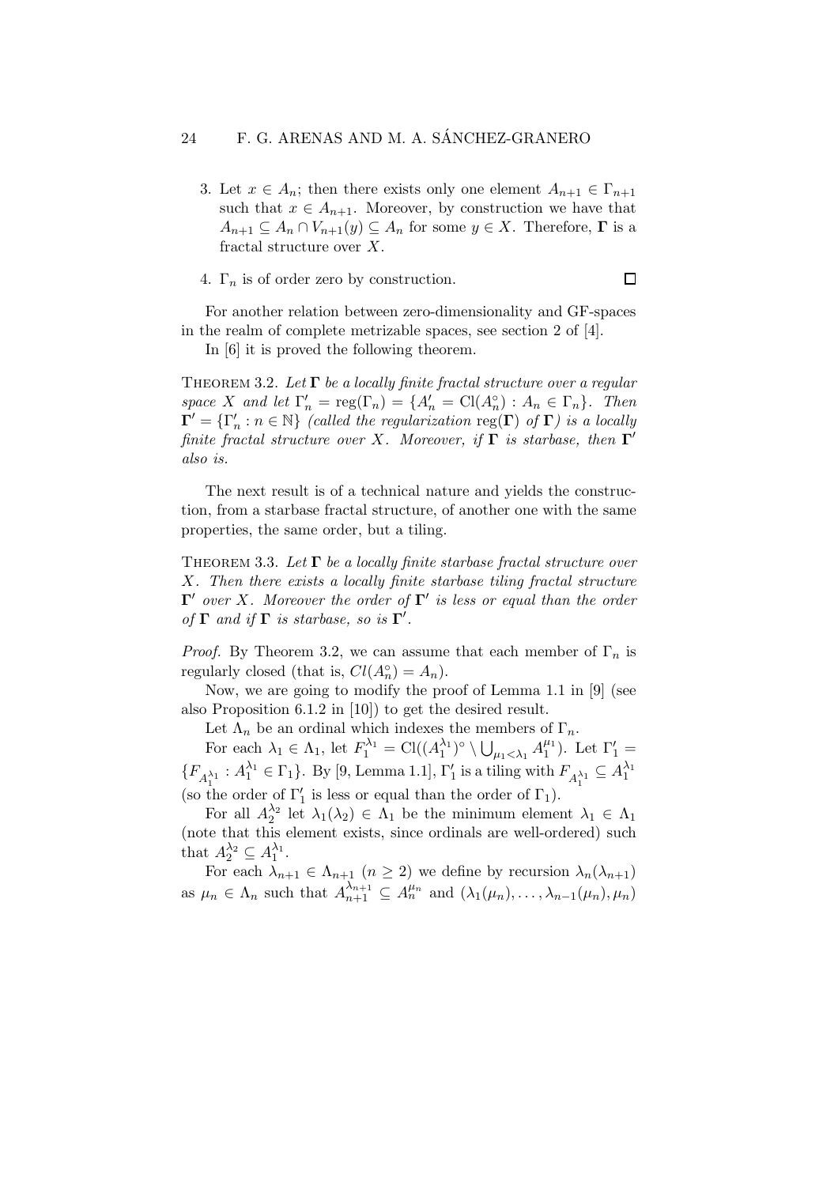3. Let $x \in A_n$; then there exists only one element $A_{n+1} \in \Gamma_{n+1}$ such that $x \in A_{n+1}$. Moreover, by construction we have that $A_{n+1} \subseteq A_n \cap V_{n+1}(y) \subseteq A_n$ for some $y \in X$. Therefore, $\mathbf{\Gamma}$ is a fractal structure over $X$.
4. $\Gamma_n$ is of order zero by construction. $\square$

For another relation between zero-dimensionality and GF-spaces in the realm of complete metrizable spaces, see section 2 of [4].

In [6] it is proved the following theorem.

THEOREM 3.2. *Let $\mathbf{\Gamma}$ be a locally finite fractal structure over a regular space $X$ and let $\Gamma'_n = \operatorname{reg}(\Gamma_n) = \{A'_n = \operatorname{Cl}(A_n^\circ) : A_n \in \Gamma_n\}$. Then $\mathbf{\Gamma}' = \{\Gamma'_n : n \in \mathbb{N}\}$ (called the regularization $\operatorname{reg}(\mathbf{\Gamma})$ of $\mathbf{\Gamma}$) is a locally finite fractal structure over $X$. Moreover, if $\mathbf{\Gamma}$ is starbase, then $\mathbf{\Gamma}'$ also is.*

The next result is of a technical nature and yields the construction, from a starbase fractal structure, of another one with the same properties, the same order, but a tiling.

THEOREM 3.3. *Let $\mathbf{\Gamma}$ be a locally finite starbase fractal structure over $X$. Then there exists a locally finite starbase tiling fractal structure $\mathbf{\Gamma}'$ over $X$. Moreover the order of $\mathbf{\Gamma}'$ is less or equal than the order of $\mathbf{\Gamma}$ and if $\mathbf{\Gamma}$ is starbase, so is $\mathbf{\Gamma}'$.*

*Proof.* By Theorem 3.2, we can assume that each member of $\Gamma_n$ is regularly closed (that is, $Cl(A_n^\circ) = A_n$).

Now, we are going to modify the proof of Lemma 1.1 in [9] (see also Proposition 6.1.2 in [10]) to get the desired result.

Let $\Lambda_n$ be an ordinal which indexes the members of $\Gamma_n$.

For each $\lambda_1 \in \Lambda_1$, let $F_1^{\lambda_1} = \operatorname{Cl}((A_1^{\lambda_1})^\circ \setminus \bigcup_{\mu_1 < \lambda_1} A_1^{\mu_1})$. Let $\Gamma'_1 = \{F_{A_1^{\lambda_1}} : A_1^{\lambda_1} \in \Gamma_1\}$. By [9, Lemma 1.1], $\Gamma'_1$ is a tiling with $F_{A_1^{\lambda_1}} \subseteq A_1^{\lambda_1}$ (so the order of $\Gamma'_1$ is less or equal than the order of $\Gamma_1$).

For all $A_2^{\lambda_2}$ let $\lambda_1(\lambda_2) \in \Lambda_1$ be the minimum element $\lambda_1 \in \Lambda_1$ (note that this element exists, since ordinals are well-ordered) such that $A_2^{\lambda_2} \subseteq A_1^{\lambda_1}$.

For each $\lambda_{n+1} \in \Lambda_{n+1}$ ($n \geq 2$) we define by recursion $\lambda_n(\lambda_{n+1})$ as $\mu_n \in \Lambda_n$ such that $A_{n+1}^{\lambda_{n+1}} \subseteq A_n^{\mu_n}$ and $(\lambda_1(\mu_n), \ldots, \lambda_{n-1}(\mu_n), \mu_n)$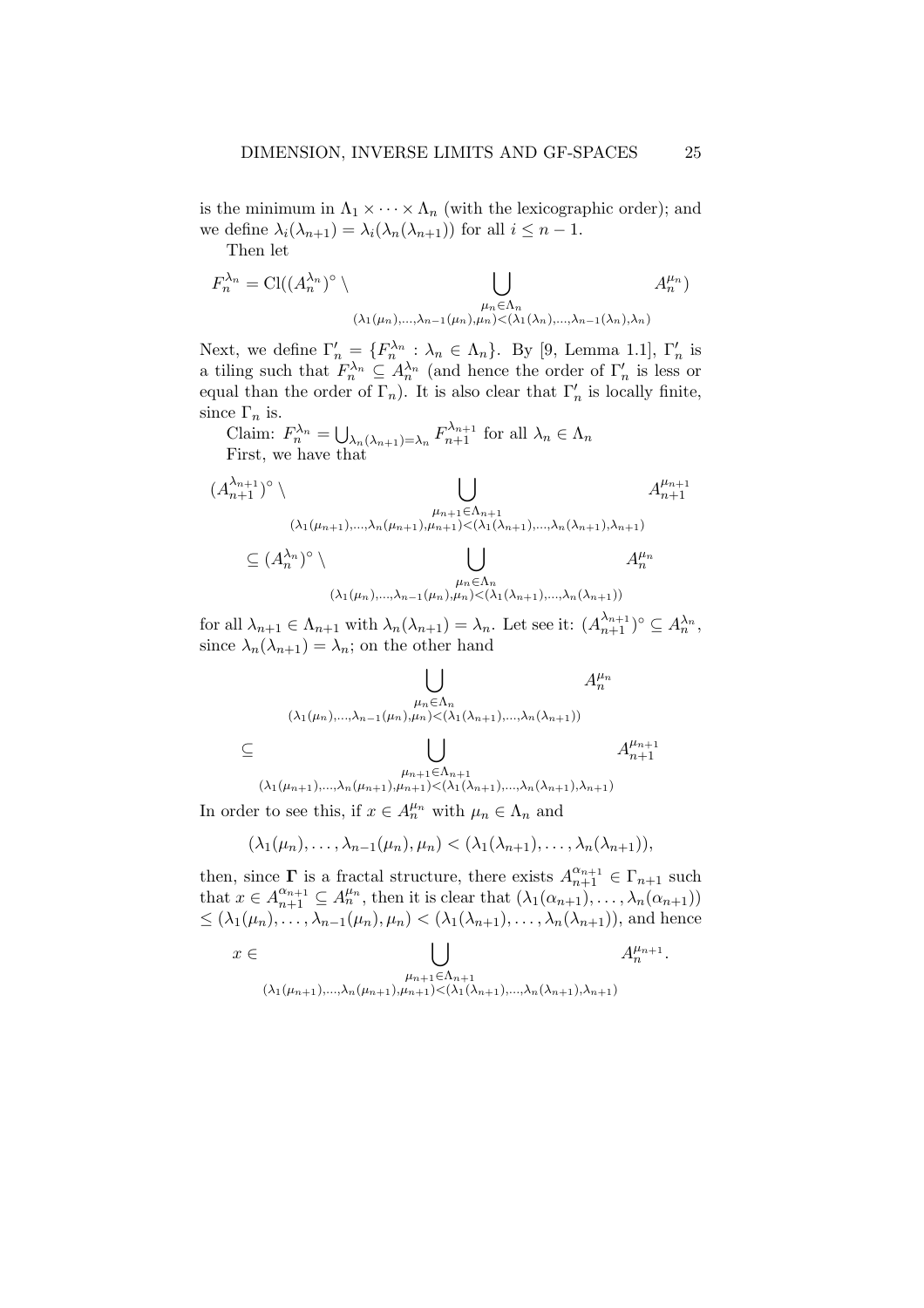is the minimum in $\Lambda_1 \times \cdots \times \Lambda_n$ (with the lexicographic order); and we define $\lambda_i(\lambda_{n+1}) = \lambda_i(\lambda_n(\lambda_{n+1}))$ for all $i \leq n-1$.

Then let

$$F_n^{\lambda_n} = \mathrm{Cl}((A_n^{\lambda_n})^\circ \setminus \bigcup_{\substack{\mu_n \in \Lambda_n \\ (\lambda_1(\mu_n),\ldots,\lambda_{n-1}(\mu_n),\mu_n)<(\lambda_1(\lambda_n),\ldots,\lambda_{n-1}(\lambda_n),\lambda_n)}} A_n^{\mu_n})$$

Next, we define $\Gamma'_n = \{F_n^{\lambda_n} : \lambda_n \in \Lambda_n\}$. By [9, Lemma 1.1], $\Gamma'_n$ is a tiling such that $F_n^{\lambda_n} \subseteq A_n^{\lambda_n}$ (and hence the order of $\Gamma'_n$ is less or equal than the order of $\Gamma_n$). It is also clear that $\Gamma'_n$ is locally finite, since $\Gamma_n$ is.

Claim: $F_n^{\lambda_n} = \bigcup_{\lambda_n(\lambda_{n+1})=\lambda_n} F_{n+1}^{\lambda_{n+1}}$ for all $\lambda_n \in \Lambda_n$

First, we have that

$$(A_{n+1}^{\lambda_{n+1}})^\circ \setminus \bigcup_{\substack{\mu_{n+1} \in \Lambda_{n+1} \\ (\lambda_1(\mu_{n+1}),\ldots,\lambda_n(\mu_{n+1}),\mu_{n+1})<(\lambda_1(\lambda_{n+1}),\ldots,\lambda_n(\lambda_{n+1}),\lambda_{n+1})}} A_{n+1}^{\mu_{n+1}}$$

$$\subseteq (A_n^{\lambda_n})^\circ \setminus \bigcup_{\substack{\mu_n \in \Lambda_n \\ (\lambda_1(\mu_n),\ldots,\lambda_{n-1}(\mu_n),\mu_n)<(\lambda_1(\lambda_{n+1}),\ldots,\lambda_n(\lambda_{n+1}))}} A_n^{\mu_n}$$

for all $\lambda_{n+1} \in \Lambda_{n+1}$ with $\lambda_n(\lambda_{n+1}) = \lambda_n$. Let see it: $(A_{n+1}^{\lambda_{n+1}})^\circ \subseteq A_n^{\lambda_n}$, since $\lambda_n(\lambda_{n+1}) = \lambda_n$; on the other hand

$$\bigcup_{\substack{\mu_n \in \Lambda_n \\ (\lambda_1(\mu_n),\ldots,\lambda_{n-1}(\mu_n),\mu_n)<(\lambda_1(\lambda_{n+1}),\ldots,\lambda_n(\lambda_{n+1}))}} A_n^{\mu_n}$$

$$\subseteq \bigcup_{\substack{\mu_{n+1} \in \Lambda_{n+1} \\ (\lambda_1(\mu_{n+1}),\ldots,\lambda_n(\mu_{n+1}),\mu_{n+1})<(\lambda_1(\lambda_{n+1}),\ldots,\lambda_n(\lambda_{n+1}),\lambda_{n+1})}} A_{n+1}^{\mu_{n+1}}$$

In order to see this, if $x \in A_n^{\mu_n}$ with $\mu_n \in \Lambda_n$ and

$$(\lambda_1(\mu_n), \ldots, \lambda_{n-1}(\mu_n), \mu_n) < (\lambda_1(\lambda_{n+1}), \ldots, \lambda_n(\lambda_{n+1})),$$

then, since $\mathbf{\Gamma}$ is a fractal structure, there exists $A_{n+1}^{\alpha_{n+1}} \in \Gamma_{n+1}$ such that $x \in A_{n+1}^{\alpha_{n+1}} \subseteq A_n^{\mu_n}$, then it is clear that $(\lambda_1(\alpha_{n+1}), \ldots, \lambda_n(\alpha_{n+1})) \leq (\lambda_1(\mu_n), \ldots, \lambda_{n-1}(\mu_n), \mu_n) < (\lambda_1(\lambda_{n+1}), \ldots, \lambda_n(\lambda_{n+1}))$, and hence

$$x \in \bigcup_{\substack{\mu_{n+1} \in \Lambda_{n+1} \\ (\lambda_1(\mu_{n+1}),\ldots,\lambda_n(\mu_{n+1}),\mu_{n+1})<(\lambda_1(\lambda_{n+1}),\ldots,\lambda_n(\lambda_{n+1}),\lambda_{n+1})}} A_n^{\mu_{n+1}}.$$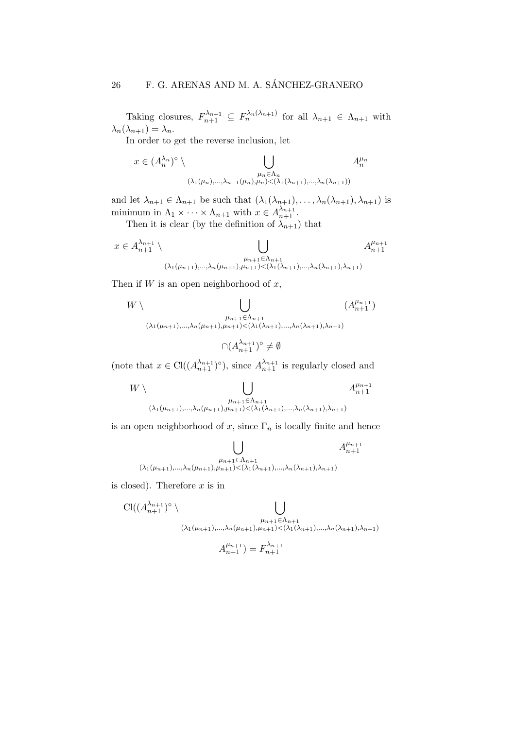Taking closures, $F_{n+1}^{\lambda_{n+1}} \subseteq F_n^{\lambda_n(\lambda_{n+1})}$ for all $\lambda_{n+1} \in \Lambda_{n+1}$ with $\lambda_n(\lambda_{n+1}) = \lambda_n$.

In order to get the reverse inclusion, let

$$x \in (A_n^{\lambda_n})^\circ \setminus \bigcup_{\substack{\mu_n \in \Lambda_n \\ (\lambda_1(\mu_n),\ldots,\lambda_{n-1}(\mu_n),\mu_n) < (\lambda_1(\lambda_{n+1}),\ldots,\lambda_n(\lambda_{n+1}))}} A_n^{\mu_n}$$

and let $\lambda_{n+1} \in \Lambda_{n+1}$ be such that $(\lambda_1(\lambda_{n+1}), \ldots, \lambda_n(\lambda_{n+1}), \lambda_{n+1})$ is minimum in $\Lambda_1 \times \cdots \times \Lambda_{n+1}$ with $x \in A_{n+1}^{\lambda_{n+1}}$.

Then it is clear (by the definition of $\lambda_{n+1}$) that

$$x \in A_{n+1}^{\lambda_{n+1}} \setminus \bigcup_{\substack{\mu_{n+1} \in \Lambda_{n+1} \\ (\lambda_1(\mu_{n+1}),\ldots,\lambda_n(\mu_{n+1}),\mu_{n+1}) < (\lambda_1(\lambda_{n+1}),\ldots,\lambda_n(\lambda_{n+1}),\lambda_{n+1})}} A_{n+1}^{\mu_{n+1}}$$

Then if $W$ is an open neighborhood of $x$,

$$W \setminus \bigcup_{\substack{\mu_{n+1} \in \Lambda_{n+1} \\ (\lambda_1(\mu_{n+1}),\ldots,\lambda_n(\mu_{n+1}),\mu_{n+1}) < (\lambda_1(\lambda_{n+1}),\ldots,\lambda_n(\lambda_{n+1}),\lambda_{n+1})}} (A_{n+1}^{\mu_{n+1}}) \cap (A_{n+1}^{\lambda_{n+1}})^\circ \neq \emptyset$$

(note that $x \in \mathrm{Cl}((A_{n+1}^{\lambda_{n+1}})^\circ)$, since $A_{n+1}^{\lambda_{n+1}}$ is regularly closed and

$$W \setminus \bigcup_{\substack{\mu_{n+1} \in \Lambda_{n+1} \\ (\lambda_1(\mu_{n+1}),\ldots,\lambda_n(\mu_{n+1}),\mu_{n+1}) < (\lambda_1(\lambda_{n+1}),\ldots,\lambda_n(\lambda_{n+1}),\lambda_{n+1})}} A_{n+1}^{\mu_{n+1}}$$

is an open neighborhood of $x$, since $\Gamma_n$ is locally finite and hence

$$\bigcup_{\substack{\mu_{n+1} \in \Lambda_{n+1} \\ (\lambda_1(\mu_{n+1}),\ldots,\lambda_n(\mu_{n+1}),\mu_{n+1}) < (\lambda_1(\lambda_{n+1}),\ldots,\lambda_n(\lambda_{n+1}),\lambda_{n+1})}} A_{n+1}^{\mu_{n+1}}$$

is closed). Therefore $x$ is in

$$\mathrm{Cl}((A_{n+1}^{\lambda_{n+1}})^\circ \setminus \bigcup_{\substack{\mu_{n+1} \in \Lambda_{n+1} \\ (\lambda_1(\mu_{n+1}),\ldots,\lambda_n(\mu_{n+1}),\mu_{n+1}) < (\lambda_1(\lambda_{n+1}),\ldots,\lambda_n(\lambda_{n+1}),\lambda_{n+1})}} A_{n+1}^{\mu_{n+1}}) = F_{n+1}^{\lambda_{n+1}}$$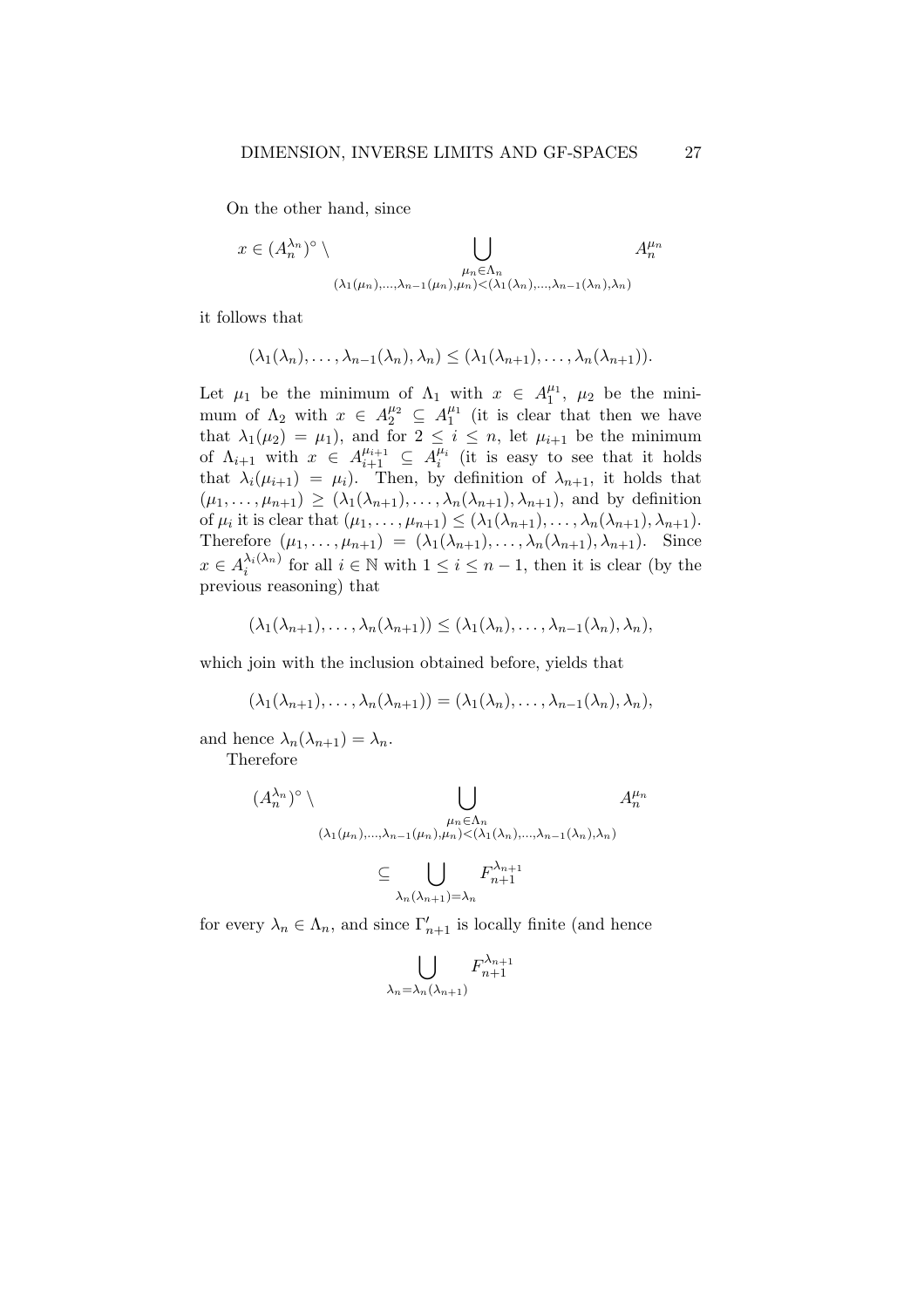On the other hand, since

$$x \in (A_n^{\lambda_n})^\circ \setminus \bigcup_{\substack{\mu_n \in \Lambda_n \\ (\lambda_1(\mu_n),\ldots,\lambda_{n-1}(\mu_n),\mu_n)<(\lambda_1(\lambda_n),\ldots,\lambda_{n-1}(\lambda_n),\lambda_n)}} A_n^{\mu_n}$$

it follows that

$$(\lambda_1(\lambda_n),\ldots,\lambda_{n-1}(\lambda_n),\lambda_n) \leq (\lambda_1(\lambda_{n+1}),\ldots,\lambda_n(\lambda_{n+1})).$$

Let $\mu_1$ be the minimum of $\Lambda_1$ with $x \in A_1^{\mu_1}$, $\mu_2$ be the minimum of $\Lambda_2$ with $x \in A_2^{\mu_2} \subseteq A_1^{\mu_1}$ (it is clear that then we have that $\lambda_1(\mu_2) = \mu_1$), and for $2 \leq i \leq n$, let $\mu_{i+1}$ be the minimum of $\Lambda_{i+1}$ with $x \in A_{i+1}^{\mu_{i+1}} \subseteq A_i^{\mu_i}$ (it is easy to see that it holds that $\lambda_i(\mu_{i+1}) = \mu_i$). Then, by definition of $\lambda_{n+1}$, it holds that $(\mu_1,\ldots,\mu_{n+1}) \geq (\lambda_1(\lambda_{n+1}),\ldots,\lambda_n(\lambda_{n+1}),\lambda_{n+1})$, and by definition of $\mu_i$ it is clear that $(\mu_1,\ldots,\mu_{n+1}) \leq (\lambda_1(\lambda_{n+1}),\ldots,\lambda_n(\lambda_{n+1}),\lambda_{n+1})$. Therefore $(\mu_1,\ldots,\mu_{n+1}) = (\lambda_1(\lambda_{n+1}),\ldots,\lambda_n(\lambda_{n+1}),\lambda_{n+1})$. Since $x \in A_i^{\lambda_i(\lambda_n)}$ for all $i \in \mathbb{N}$ with $1 \leq i \leq n-1$, then it is clear (by the previous reasoning) that

$$(\lambda_1(\lambda_{n+1}),\ldots,\lambda_n(\lambda_{n+1})) \leq (\lambda_1(\lambda_n),\ldots,\lambda_{n-1}(\lambda_n),\lambda_n),$$

which join with the inclusion obtained before, yields that

$$(\lambda_1(\lambda_{n+1}),\ldots,\lambda_n(\lambda_{n+1})) = (\lambda_1(\lambda_n),\ldots,\lambda_{n-1}(\lambda_n),\lambda_n),$$

and hence $\lambda_n(\lambda_{n+1}) = \lambda_n$.

Therefore

$$(A_n^{\lambda_n})^\circ \setminus \bigcup_{\substack{\mu_n \in \Lambda_n \\ (\lambda_1(\mu_n),\ldots,\lambda_{n-1}(\mu_n),\mu_n)<(\lambda_1(\lambda_n),\ldots,\lambda_{n-1}(\lambda_n),\lambda_n)}} A_n^{\mu_n}$$

$$\subseteq \bigcup_{\lambda_n(\lambda_{n+1})=\lambda_n} F_{n+1}^{\lambda_{n+1}}$$

for every $\lambda_n \in \Lambda_n$, and since $\Gamma'_{n+1}$ is locally finite (and hence

$$\bigcup_{\lambda_n=\lambda_n(\lambda_{n+1})} F_{n+1}^{\lambda_{n+1}}$$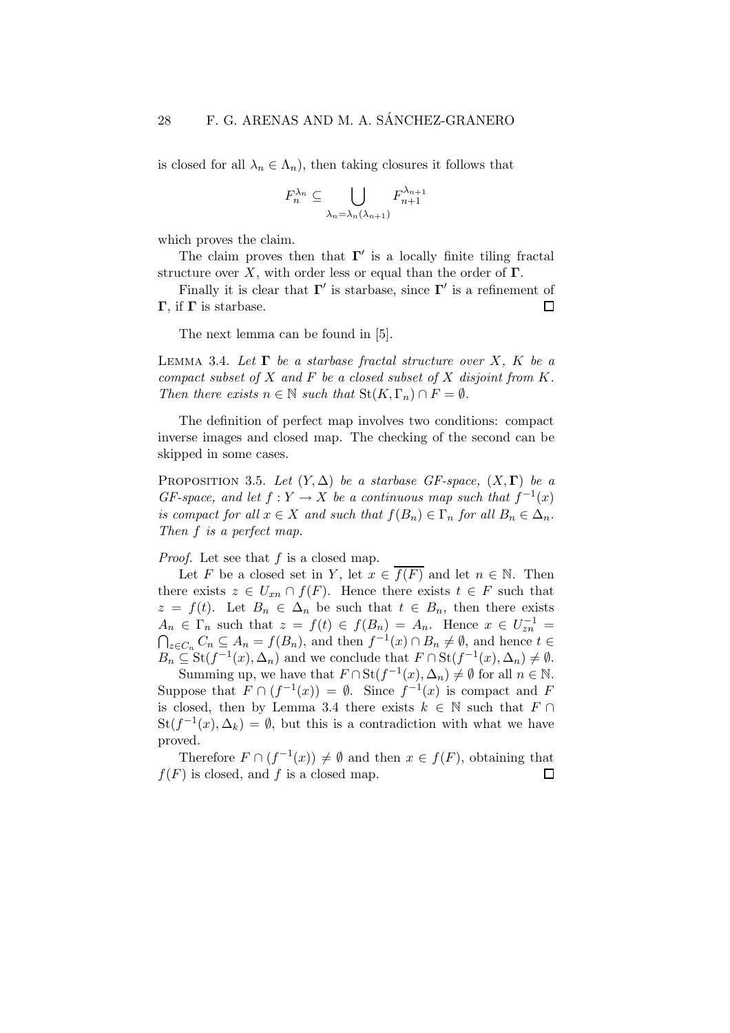is closed for all $\lambda_n \in \Lambda_n$), then taking closures it follows that

$$F_n^{\lambda_n} \subseteq \bigcup_{\lambda_n = \lambda_n(\lambda_{n+1})} F_{n+1}^{\lambda_{n+1}}$$

which proves the claim.

The claim proves then that $\mathbf{\Gamma}'$ is a locally finite tiling fractal structure over $X$, with order less or equal than the order of $\mathbf{\Gamma}$.

Finally it is clear that $\mathbf{\Gamma}'$ is starbase, since $\mathbf{\Gamma}'$ is a refinement of $\mathbf{\Gamma}$, if $\mathbf{\Gamma}$ is starbase. $\square$

The next lemma can be found in [5].

Lemma 3.4. *Let $\mathbf{\Gamma}$ be a starbase fractal structure over $X$, $K$ be a compact subset of $X$ and $F$ be a closed subset of $X$ disjoint from $K$. Then there exists $n \in \mathbb{N}$ such that $\mathrm{St}(K, \Gamma_n) \cap F = \emptyset$.*

The definition of perfect map involves two conditions: compact inverse images and closed map. The checking of the second can be skipped in some cases.

Proposition 3.5. *Let $(Y, \Delta)$ be a starbase GF-space, $(X, \mathbf{\Gamma})$ be a GF-space, and let $f : Y \to X$ be a continuous map such that $f^{-1}(x)$ is compact for all $x \in X$ and such that $f(B_n) \in \Gamma_n$ for all $B_n \in \Delta_n$. Then $f$ is a perfect map.*

*Proof.* Let see that $f$ is a closed map.

Let $F$ be a closed set in $Y$, let $x \in \overline{f(F)}$ and let $n \in \mathbb{N}$. Then there exists $z \in U_{xn} \cap f(F)$. Hence there exists $t \in F$ such that $z = f(t)$. Let $B_n \in \Delta_n$ be such that $t \in B_n$, then there exists $A_n \in \Gamma_n$ such that $z = f(t) \in f(B_n) = A_n$. Hence $x \in U_{zn}^{-1} = \bigcap_{z \in C_n} C_n \subseteq A_n = f(B_n)$, and then $f^{-1}(x) \cap B_n \neq \emptyset$, and hence $t \in B_n \subseteq \mathrm{St}(f^{-1}(x), \Delta_n)$ and we conclude that $F \cap \mathrm{St}(f^{-1}(x), \Delta_n) \neq \emptyset$.

Summing up, we have that $F \cap \mathrm{St}(f^{-1}(x), \Delta_n) \neq \emptyset$ for all $n \in \mathbb{N}$. Suppose that $F \cap (f^{-1}(x)) = \emptyset$. Since $f^{-1}(x)$ is compact and $F$ is closed, then by Lemma 3.4 there exists $k \in \mathbb{N}$ such that $F \cap \mathrm{St}(f^{-1}(x), \Delta_k) = \emptyset$, but this is a contradiction with what we have proved.

Therefore $F \cap (f^{-1}(x)) \neq \emptyset$ and then $x \in f(F)$, obtaining that $f(F)$ is closed, and $f$ is a closed map. $\square$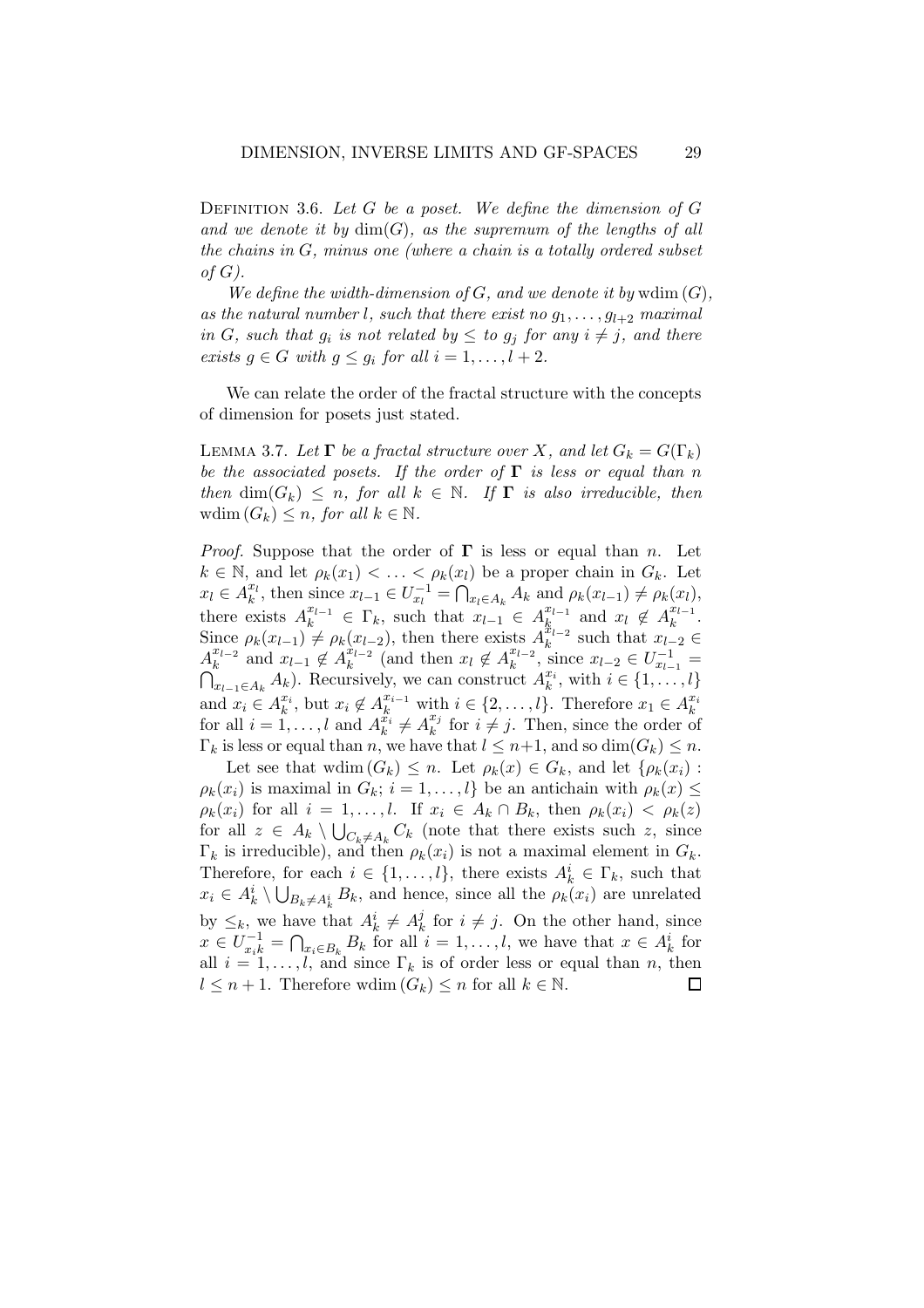Definition 3.6. *Let $G$ be a poset. We define the dimension of $G$ and we denote it by $\dim(G)$, as the supremum of the lengths of all the chains in $G$, minus one (where a chain is a totally ordered subset of $G$).*

*We define the width-dimension of $G$, and we denote it by $\operatorname{wdim}(G)$, as the natural number $l$, such that there exist no $g_1, \ldots, g_{l+2}$ maximal in $G$, such that $g_i$ is not related by $\leq$ to $g_j$ for any $i \neq j$, and there exists $g \in G$ with $g \leq g_i$ for all $i = 1, \ldots, l+2$.*

We can relate the order of the fractal structure with the concepts of dimension for posets just stated.

Lemma 3.7. *Let $\mathbf{\Gamma}$ be a fractal structure over $X$, and let $G_k = G(\Gamma_k)$ be the associated posets. If the order of $\mathbf{\Gamma}$ is less or equal than $n$ then $\dim(G_k) \leq n$, for all $k \in \mathbb{N}$. If $\mathbf{\Gamma}$ is also irreducible, then $\operatorname{wdim}(G_k) \leq n$, for all $k \in \mathbb{N}$.*

*Proof.* Suppose that the order of $\mathbf{\Gamma}$ is less or equal than $n$. Let $k \in \mathbb{N}$, and let $\rho_k(x_1) < \ldots < \rho_k(x_l)$ be a proper chain in $G_k$. Let $x_l \in A_k^{x_l}$, then since $x_{l-1} \in U_{x_l}^{-1} = \bigcap_{x_l \in A_k} A_k$ and $\rho_k(x_{l-1}) \neq \rho_k(x_l)$, there exists $A_k^{x_{l-1}} \in \Gamma_k$, such that $x_{l-1} \in A_k^{x_{l-1}}$ and $x_l \notin A_k^{x_{l-1}}$. Since $\rho_k(x_{l-1}) \neq \rho_k(x_{l-2})$, then there exists $A_k^{x_{l-2}}$ such that $x_{l-2} \in A_k^{x_{l-2}}$ and $x_{l-1} \notin A_k^{x_{l-2}}$ (and then $x_l \notin A_k^{x_{l-2}}$, since $x_{l-2} \in U_{x_{l-1}}^{-1} = \bigcap_{x_{l-1} \in A_k} A_k$). Recursively, we can construct $A_k^{x_i}$, with $i \in \{1, \ldots, l\}$ and $x_i \in A_k^{x_i}$, but $x_i \notin A_k^{x_{i-1}}$ with $i \in \{2, \ldots, l\}$. Therefore $x_1 \in A_k^{x_i}$ for all $i = 1, \ldots, l$ and $A_k^{x_i} \neq A_k^{x_j}$ for $i \neq j$. Then, since the order of $\Gamma_k$ is less or equal than $n$, we have that $l \leq n+1$, and so $\dim(G_k) \leq n$.

Let see that $\operatorname{wdim}(G_k) \leq n$. Let $\rho_k(x) \in G_k$, and let $\{\rho_k(x_i) : \rho_k(x_i)$ is maximal in $G_k$; $i = 1, \ldots, l\}$ be an antichain with $\rho_k(x) \leq \rho_k(x_i)$ for all $i = 1, \ldots, l$. If $x_i \in A_k \cap B_k$, then $\rho_k(x_i) < \rho_k(z)$ for all $z \in A_k \setminus \bigcup_{C_k \neq A_k} C_k$ (note that there exists such $z$, since $\Gamma_k$ is irreducible), and then $\rho_k(x_i)$ is not a maximal element in $G_k$. Therefore, for each $i \in \{1, \ldots, l\}$, there exists $A_k^i \in \Gamma_k$, such that $x_i \in A_k^i \setminus \bigcup_{B_k \neq A_k^i} B_k$, and hence, since all the $\rho_k(x_i)$ are unrelated by $\leq_k$, we have that $A_k^i \neq A_k^j$ for $i \neq j$. On the other hand, since $x \in U_{x_i k}^{-1} = \bigcap_{x_i \in B_k} B_k$ for all $i = 1, \ldots, l$, we have that $x \in A_k^i$ for all $i = 1, \ldots, l$, and since $\Gamma_k$ is of order less or equal than $n$, then $l \leq n+1$. Therefore $\operatorname{wdim}(G_k) \leq n$ for all $k \in \mathbb{N}$. $\square$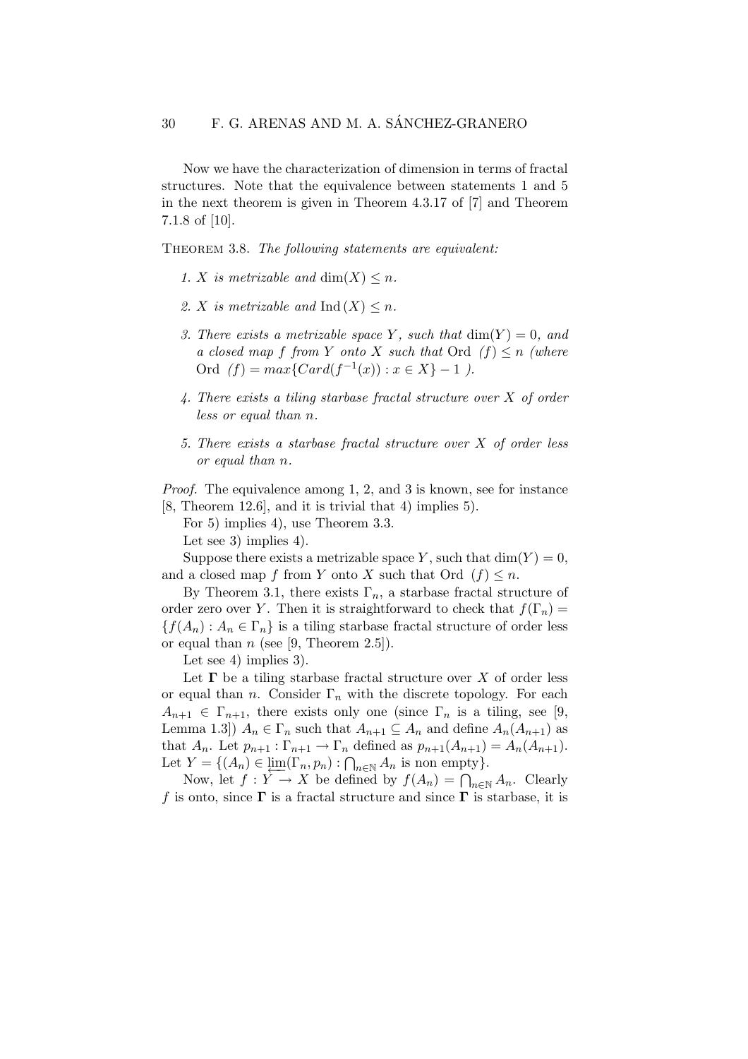Now we have the characterization of dimension in terms of fractal structures. Note that the equivalence between statements 1 and 5 in the next theorem is given in Theorem 4.3.17 of [7] and Theorem 7.1.8 of [10].

THEOREM 3.8. *The following statements are equivalent:*

1. *$X$ is metrizable and $\dim(X) \leq n$.*
2. *$X$ is metrizable and $\operatorname{Ind}(X) \leq n$.*
3. *There exists a metrizable space $Y$, such that $\dim(Y) = 0$, and a closed map $f$ from $Y$ onto $X$ such that $\operatorname{Ord}\ (f) \leq n$ (where $\operatorname{Ord}\ (f) = max\{Card(f^{-1}(x)) : x \in X\} - 1$ ).*
4. *There exists a tiling starbase fractal structure over $X$ of order less or equal than $n$.*
5. *There exists a starbase fractal structure over $X$ of order less or equal than $n$.*

*Proof.* The equivalence among 1, 2, and 3 is known, see for instance [8, Theorem 12.6], and it is trivial that 4) implies 5).

For 5) implies 4), use Theorem 3.3.

Let see 3) implies 4).

Suppose there exists a metrizable space $Y$, such that $\dim(Y) = 0$, and a closed map $f$ from $Y$ onto $X$ such that $\operatorname{Ord}\ (f) \leq n$.

By Theorem 3.1, there exists $\Gamma_n$, a starbase fractal structure of order zero over $Y$. Then it is straightforward to check that $f(\Gamma_n) = \{f(A_n) : A_n \in \Gamma_n\}$ is a tiling starbase fractal structure of order less or equal than $n$ (see [9, Theorem 2.5]).

Let see 4) implies 3).

Let $\mathbf{\Gamma}$ be a tiling starbase fractal structure over $X$ of order less or equal than $n$. Consider $\Gamma_n$ with the discrete topology. For each $A_{n+1} \in \Gamma_{n+1}$, there exists only one (since $\Gamma_n$ is a tiling, see [9, Lemma 1.3]) $A_n \in \Gamma_n$ such that $A_{n+1} \subseteq A_n$ and define $A_n(A_{n+1})$ as that $A_n$. Let $p_{n+1} : \Gamma_{n+1} \to \Gamma_n$ defined as $p_{n+1}(A_{n+1}) = A_n(A_{n+1})$. Let $Y = \{(A_n) \in \varprojlim(\Gamma_n, p_n) : \bigcap_{n\in\mathbb{N}} A_n \text{ is non empty}\}$.

Now, let $f : Y \to X$ be defined by $f(A_n) = \bigcap_{n\in\mathbb{N}} A_n$. Clearly $f$ is onto, since $\mathbf{\Gamma}$ is a fractal structure and since $\mathbf{\Gamma}$ is starbase, it is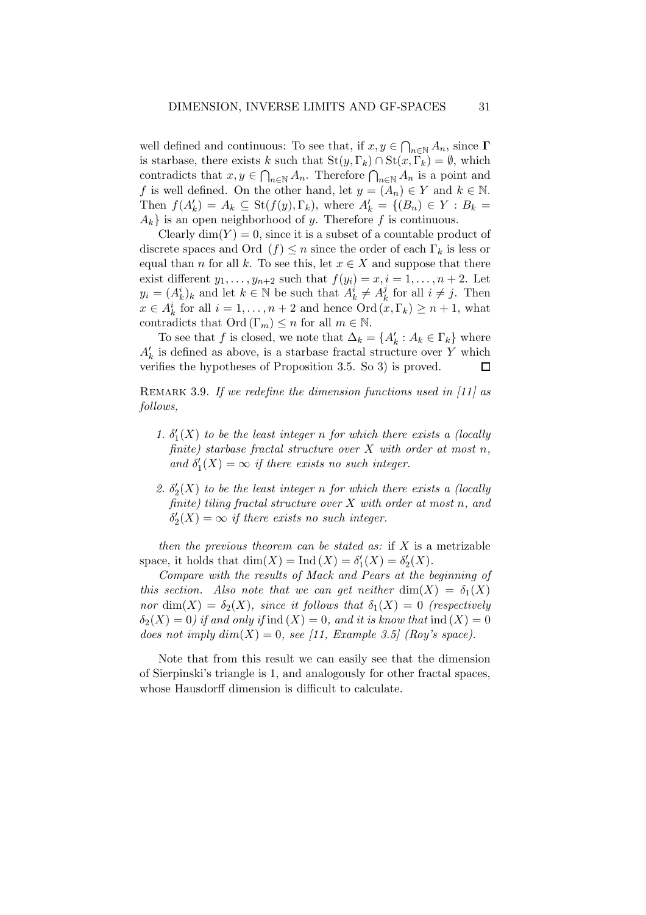well defined and continuous: To see that, if $x, y \in \bigcap_{n\in\mathbb{N}} A_n$, since $\mathbf{\Gamma}$ is starbase, there exists $k$ such that $\mathrm{St}(y, \Gamma_k) \cap \mathrm{St}(x, \Gamma_k) = \emptyset$, which contradicts that $x, y \in \bigcap_{n\in\mathbb{N}} A_n$. Therefore $\bigcap_{n\in\mathbb{N}} A_n$ is a point and $f$ is well defined. On the other hand, let $y = (A_n) \in Y$ and $k \in \mathbb{N}$. Then $f(A'_k) = A_k \subseteq \mathrm{St}(f(y), \Gamma_k)$, where $A'_k = \{(B_n) \in Y : B_k = A_k\}$ is an open neighborhood of $y$. Therefore $f$ is continuous.

Clearly $\dim(Y) = 0$, since it is a subset of a countable product of discrete spaces and $\mathrm{Ord}\,(f) \leq n$ since the order of each $\Gamma_k$ is less or equal than $n$ for all $k$. To see this, let $x \in X$ and suppose that there exist different $y_1, \ldots, y_{n+2}$ such that $f(y_i) = x, i = 1, \ldots, n+2$. Let $y_i = (A^i_k)_k$ and let $k \in \mathbb{N}$ be such that $A^i_k \neq A^j_k$ for all $i \neq j$. Then $x \in A^i_k$ for all $i = 1, \ldots, n+2$ and hence $\mathrm{Ord}\,(x, \Gamma_k) \geq n+1$, what contradicts that $\mathrm{Ord}\,(\Gamma_m) \leq n$ for all $m \in \mathbb{N}$.

To see that $f$ is closed, we note that $\Delta_k = \{A'_k : A_k \in \Gamma_k\}$ where $A'_k$ is defined as above, is a starbase fractal structure over $Y$ which verifies the hypotheses of Proposition 3.5. So 3) is proved. $\square$

Remark 3.9. *If we redefine the dimension functions used in [11] as follows,*

1. *$\delta'_1(X)$ to be the least integer $n$ for which there exists a (locally finite) starbase fractal structure over $X$ with order at most $n$, and $\delta'_1(X) = \infty$ if there exists no such integer.*
2. *$\delta'_2(X)$ to be the least integer $n$ for which there exists a (locally finite) tiling fractal structure over $X$ with order at most $n$, and $\delta'_2(X) = \infty$ if there exists no such integer.*

*then the previous theorem can be stated as:* if $X$ is a metrizable space, it holds that $\dim(X) = \mathrm{Ind}\,(X) = \delta'_1(X) = \delta'_2(X)$.

*Compare with the results of Mack and Pears at the beginning of this section. Also note that we can get neither $\dim(X) = \delta_1(X)$ nor $\dim(X) = \delta_2(X)$, since it follows that $\delta_1(X) = 0$ (respectively $\delta_2(X) = 0$) if and only if $\mathrm{ind}\,(X) = 0$, and it is know that $\mathrm{ind}\,(X) = 0$ does not imply $\dim(X) = 0$, see [11, Example 3.5] (Roy's space).*

Note that from this result we can easily see that the dimension of Sierpinski's triangle is 1, and analogously for other fractal spaces, whose Hausdorff dimension is difficult to calculate.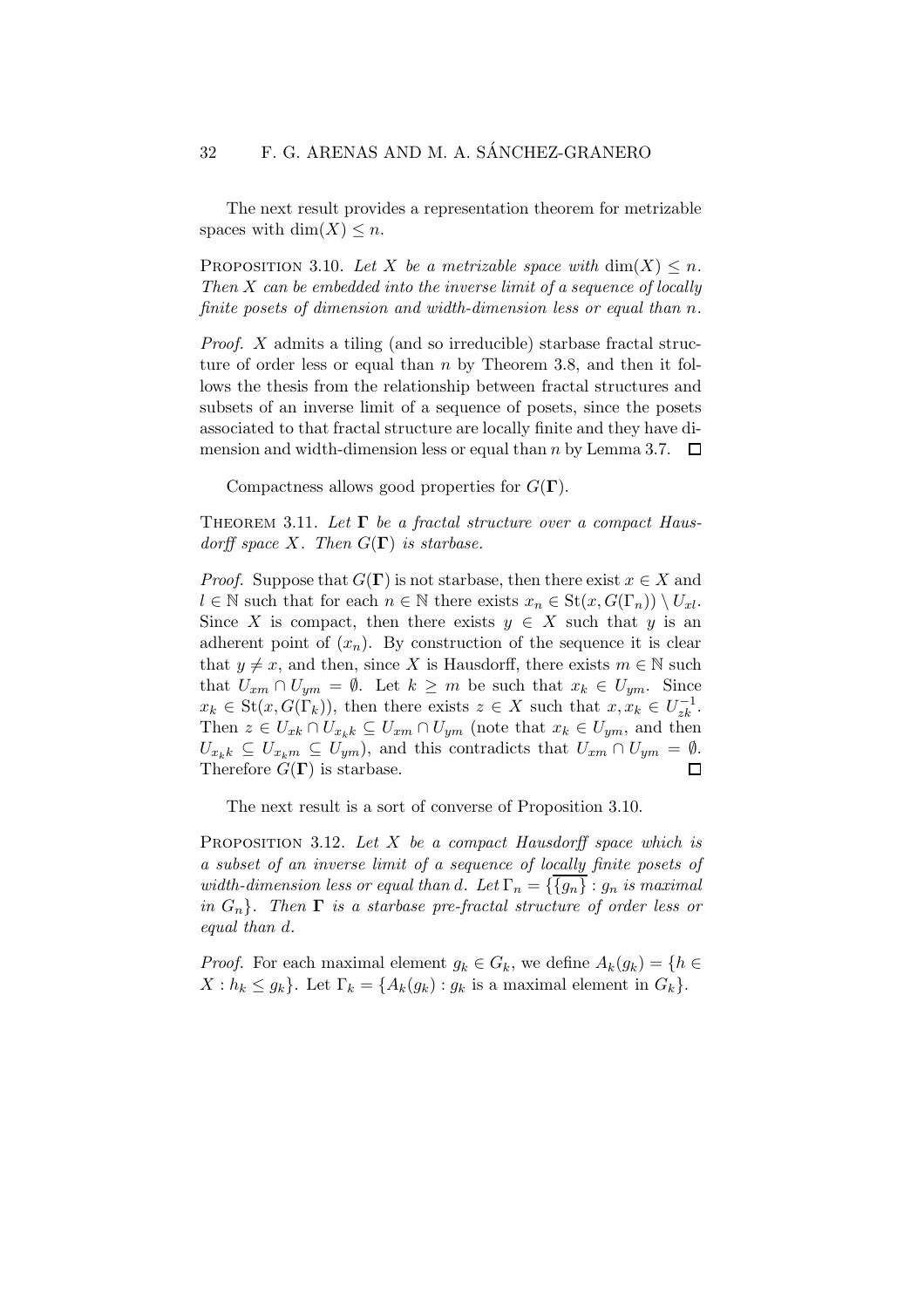The next result provides a representation theorem for metrizable spaces with $\dim(X) \leq n$.

Proposition 3.10. *Let $X$ be a metrizable space with $\dim(X) \leq n$. Then $X$ can be embedded into the inverse limit of a sequence of locally finite posets of dimension and width-dimension less or equal than $n$.*

*Proof.* $X$ admits a tiling (and so irreducible) starbase fractal structure of order less or equal than $n$ by Theorem 3.8, and then it follows the thesis from the relationship between fractal structures and subsets of an inverse limit of a sequence of posets, since the posets associated to that fractal structure are locally finite and they have dimension and width-dimension less or equal than $n$ by Lemma 3.7. $\square$

Compactness allows good properties for $G(\mathbf{\Gamma})$.

Theorem 3.11. *Let $\mathbf{\Gamma}$ be a fractal structure over a compact Hausdorff space $X$. Then $G(\mathbf{\Gamma})$ is starbase.*

*Proof.* Suppose that $G(\mathbf{\Gamma})$ is not starbase, then there exist $x \in X$ and $l \in \mathbb{N}$ such that for each $n \in \mathbb{N}$ there exists $x_n \in \mathrm{St}(x, G(\Gamma_n)) \setminus U_{xl}$. Since $X$ is compact, then there exists $y \in X$ such that $y$ is an adherent point of $(x_n)$. By construction of the sequence it is clear that $y \neq x$, and then, since $X$ is Hausdorff, there exists $m \in \mathbb{N}$ such that $U_{xm} \cap U_{ym} = \emptyset$. Let $k \geq m$ be such that $x_k \in U_{ym}$. Since $x_k \in \mathrm{St}(x, G(\Gamma_k))$, then there exists $z \in X$ such that $x, x_k \in U_{zk}^{-1}$. Then $z \in U_{xk} \cap U_{x_k k} \subseteq U_{xm} \cap U_{ym}$ (note that $x_k \in U_{ym}$, and then $U_{x_k k} \subseteq U_{x_k m} \subseteq U_{ym}$), and this contradicts that $U_{xm} \cap U_{ym} = \emptyset$. Therefore $G(\mathbf{\Gamma})$ is starbase. $\square$

The next result is a sort of converse of Proposition 3.10.

Proposition 3.12. *Let $X$ be a compact Hausdorff space which is a subset of an inverse limit of a sequence of locally finite posets of width-dimension less or equal than $d$. Let $\Gamma_n = \{\overline{\{g_n\}} : g_n$ is maximal in $G_n\}$. Then $\mathbf{\Gamma}$ is a starbase pre-fractal structure of order less or equal than $d$.*

*Proof.* For each maximal element $g_k \in G_k$, we define $A_k(g_k) = \{h \in X : h_k \leq g_k\}$. Let $\Gamma_k = \{A_k(g_k) : g_k$ is a maximal element in $G_k\}$.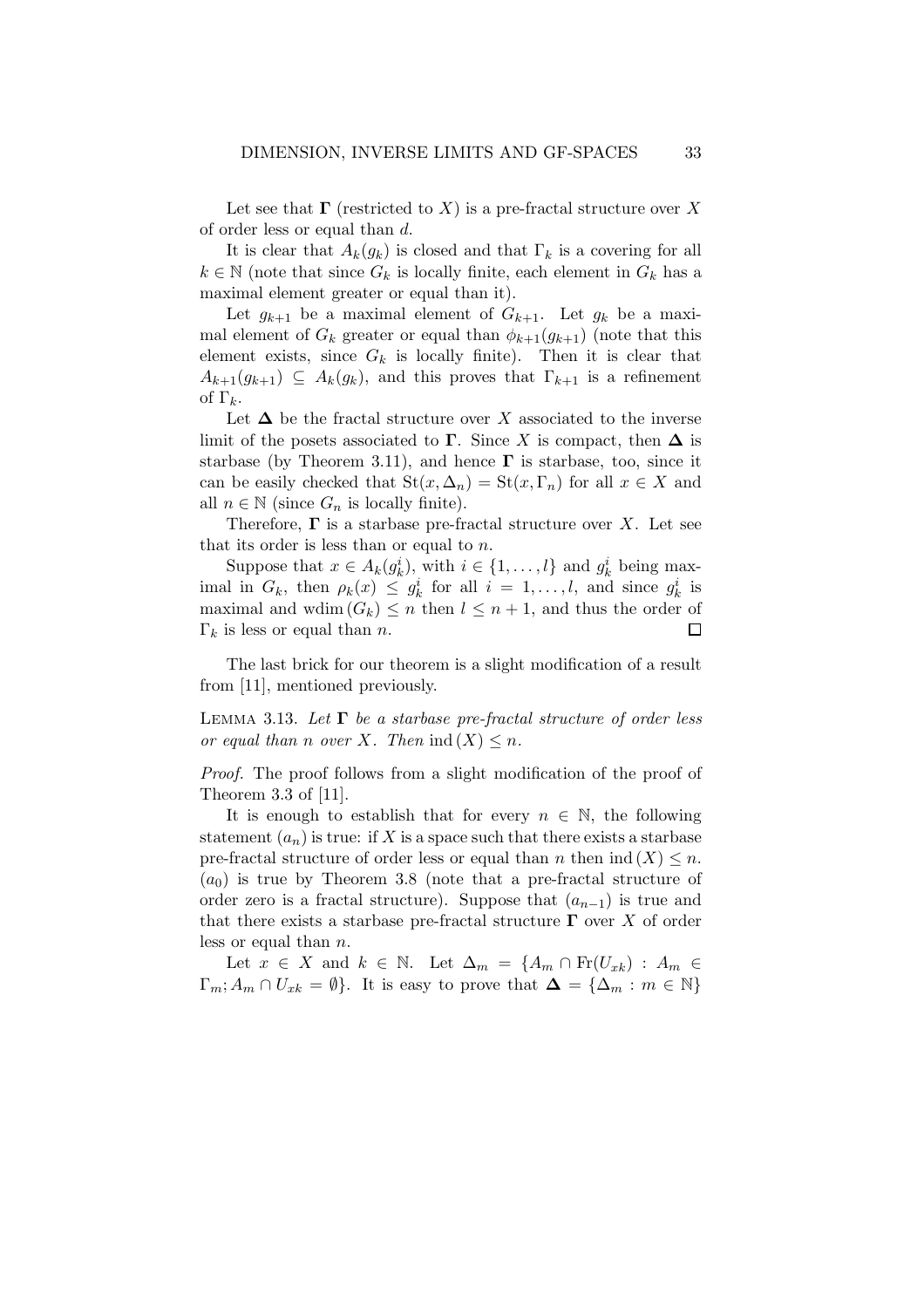Let see that $\mathbf{\Gamma}$ (restricted to $X$) is a pre-fractal structure over $X$ of order less or equal than $d$.

It is clear that $A_k(g_k)$ is closed and that $\Gamma_k$ is a covering for all $k \in \mathbb{N}$ (note that since $G_k$ is locally finite, each element in $G_k$ has a maximal element greater or equal than it).

Let $g_{k+1}$ be a maximal element of $G_{k+1}$. Let $g_k$ be a maximal element of $G_k$ greater or equal than $\phi_{k+1}(g_{k+1})$ (note that this element exists, since $G_k$ is locally finite). Then it is clear that $A_{k+1}(g_{k+1}) \subseteq A_k(g_k)$, and this proves that $\Gamma_{k+1}$ is a refinement of $\Gamma_k$.

Let $\mathbf{\Delta}$ be the fractal structure over $X$ associated to the inverse limit of the posets associated to $\mathbf{\Gamma}$. Since $X$ is compact, then $\mathbf{\Delta}$ is starbase (by Theorem 3.11), and hence $\mathbf{\Gamma}$ is starbase, too, since it can be easily checked that $\mathrm{St}(x, \Delta_n) = \mathrm{St}(x, \Gamma_n)$ for all $x \in X$ and all $n \in \mathbb{N}$ (since $G_n$ is locally finite).

Therefore, $\mathbf{\Gamma}$ is a starbase pre-fractal structure over $X$. Let see that its order is less than or equal to $n$.

Suppose that $x \in A_k(g_k^i)$, with $i \in \{1, \ldots, l\}$ and $g_k^i$ being maximal in $G_k$, then $\rho_k(x) \leq g_k^i$ for all $i = 1, \ldots, l$, and since $g_k^i$ is maximal and $\mathrm{wdim}\,(G_k) \leq n$ then $l \leq n+1$, and thus the order of $\Gamma_k$ is less or equal than $n$. $\square$

The last brick for our theorem is a slight modification of a result from [11], mentioned previously.

Lemma 3.13. *Let $\mathbf{\Gamma}$ be a starbase pre-fractal structure of order less or equal than $n$ over $X$. Then $\mathrm{ind}\,(X) \leq n$.*

*Proof.* The proof follows from a slight modification of the proof of Theorem 3.3 of [11].

It is enough to establish that for every $n \in \mathbb{N}$, the following statement $(a_n)$ is true: if $X$ is a space such that there exists a starbase pre-fractal structure of order less or equal than $n$ then $\mathrm{ind}\,(X) \leq n$. $(a_0)$ is true by Theorem 3.8 (note that a pre-fractal structure of order zero is a fractal structure). Suppose that $(a_{n-1})$ is true and that there exists a starbase pre-fractal structure $\mathbf{\Gamma}$ over $X$ of order less or equal than $n$.

Let $x \in X$ and $k \in \mathbb{N}$. Let $\Delta_m = \{A_m \cap \mathrm{Fr}(U_{xk}) : A_m \in \Gamma_m; A_m \cap U_{xk} = \emptyset\}$. It is easy to prove that $\mathbf{\Delta} = \{\Delta_m : m \in \mathbb{N}\}$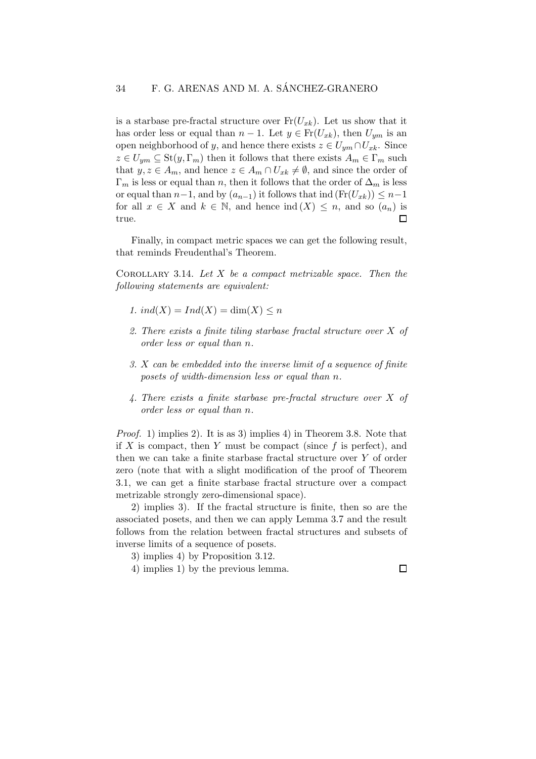is a starbase pre-fractal structure over $\mathrm{Fr}(U_{xk})$. Let us show that it has order less or equal than $n-1$. Let $y \in \mathrm{Fr}(U_{xk})$, then $U_{ym}$ is an open neighborhood of $y$, and hence there exists $z \in U_{ym} \cap U_{xk}$. Since $z \in U_{ym} \subseteq \mathrm{St}(y, \Gamma_m)$ then it follows that there exists $A_m \in \Gamma_m$ such that $y, z \in A_m$, and hence $z \in A_m \cap U_{xk} \neq \emptyset$, and since the order of $\Gamma_m$ is less or equal than $n$, then it follows that the order of $\Delta_m$ is less or equal than $n-1$, and by $(a_{n-1})$ it follows that $\mathrm{ind}\,(\mathrm{Fr}(U_{xk})) \leq n-1$ for all $x \in X$ and $k \in \mathbb{N}$, and hence $\mathrm{ind}\,(X) \leq n$, and so $(a_n)$ is true. $\square$

Finally, in compact metric spaces we can get the following result, that reminds Freudenthal's Theorem.

Corollary 3.14. *Let $X$ be a compact metrizable space. Then the following statements are equivalent:*

1. *$ind(X) = Ind(X) = \dim(X) \leq n$*
2. *There exists a finite tiling starbase fractal structure over $X$ of order less or equal than $n$.*
3. *$X$ can be embedded into the inverse limit of a sequence of finite posets of width-dimension less or equal than $n$.*
4. *There exists a finite starbase pre-fractal structure over $X$ of order less or equal than $n$.*

*Proof.* 1) implies 2). It is as 3) implies 4) in Theorem 3.8. Note that if $X$ is compact, then $Y$ must be compact (since $f$ is perfect), and then we can take a finite starbase fractal structure over $Y$ of order zero (note that with a slight modification of the proof of Theorem 3.1, we can get a finite starbase fractal structure over a compact metrizable strongly zero-dimensional space).

2) implies 3). If the fractal structure is finite, then so are the associated posets, and then we can apply Lemma 3.7 and the result follows from the relation between fractal structures and subsets of inverse limits of a sequence of posets.

3) implies 4) by Proposition 3.12.

4) implies 1) by the previous lemma. $\square$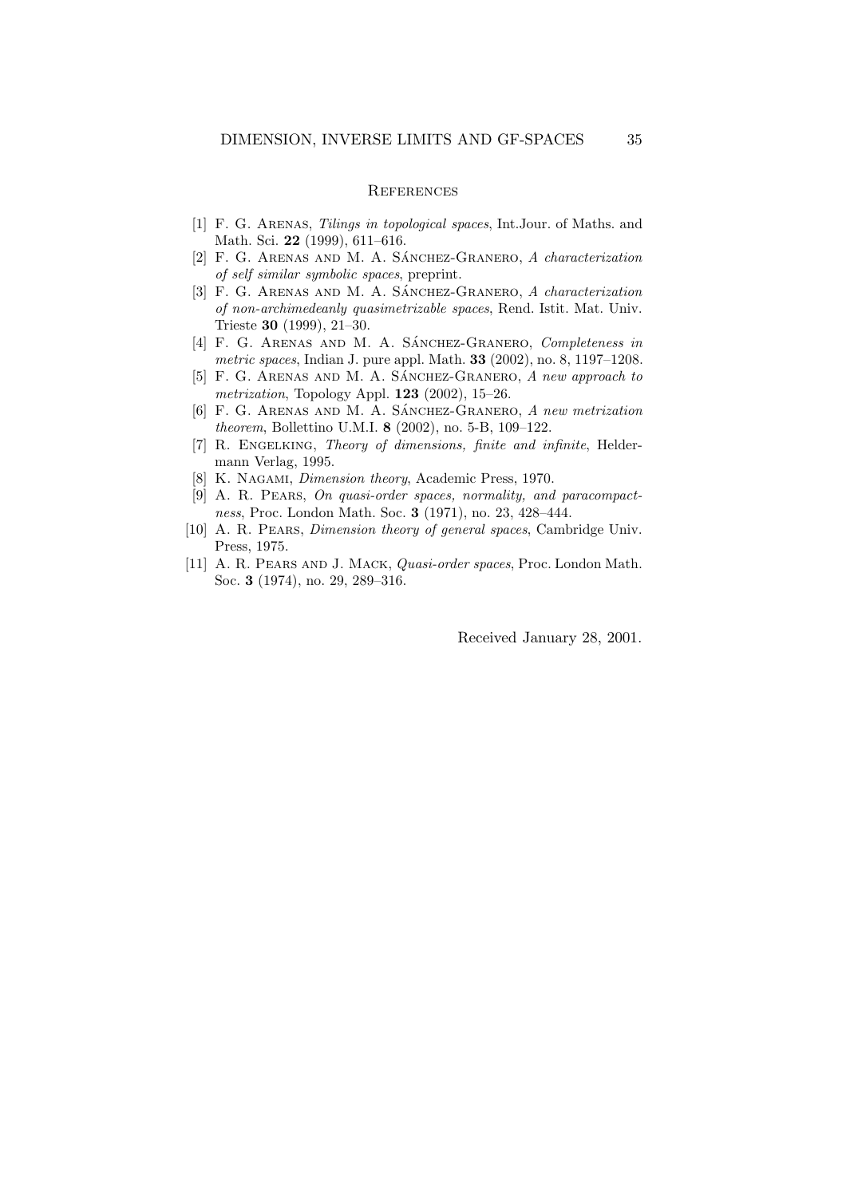## References

[1] F. G. Arenas, *Tilings in topological spaces*, Int.Jour. of Maths. and Math. Sci. **22** (1999), 611–616.

[2] F. G. Arenas and M. A. Sánchez-Granero, *A characterization of self similar symbolic spaces*, preprint.

[3] F. G. Arenas and M. A. Sánchez-Granero, *A characterization of non-archimedeanly quasimetrizable spaces*, Rend. Istit. Mat. Univ. Trieste **30** (1999), 21–30.

[4] F. G. Arenas and M. A. Sánchez-Granero, *Completeness in metric spaces*, Indian J. pure appl. Math. **33** (2002), no. 8, 1197–1208.

[5] F. G. Arenas and M. A. Sánchez-Granero, *A new approach to metrization*, Topology Appl. **123** (2002), 15–26.

[6] F. G. Arenas and M. A. Sánchez-Granero, *A new metrization theorem*, Bollettino U.M.I. **8** (2002), no. 5-B, 109–122.

[7] R. Engelking, *Theory of dimensions, finite and infinite*, Heldermann Verlag, 1995.

[8] K. Nagami, *Dimension theory*, Academic Press, 1970.

[9] A. R. Pears, *On quasi-order spaces, normality, and paracompactness*, Proc. London Math. Soc. **3** (1971), no. 23, 428–444.

[10] A. R. Pears, *Dimension theory of general spaces*, Cambridge Univ. Press, 1975.

[11] A. R. Pears and J. Mack, *Quasi-order spaces*, Proc. London Math. Soc. **3** (1974), no. 29, 289–316.

Received January 28, 2001.